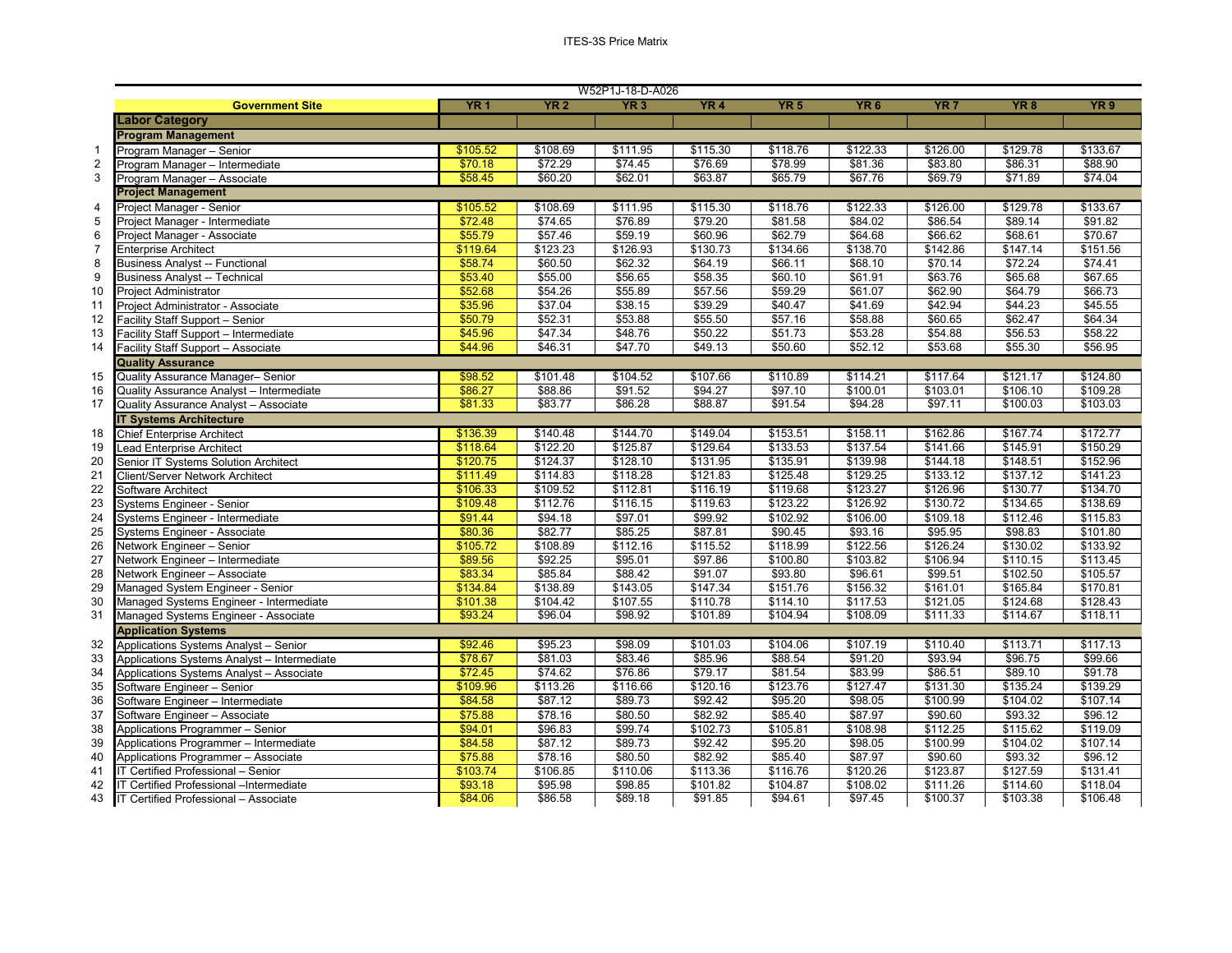# ITES-3S Price Matrix

| | W52P1J-18-D-A026 | | | | | | | | | |
|---|---|---|---|---|---|---|---|---|---|---|
| | **Government Site** | **YR 1** | **YR 2** | **YR 3** | **YR 4** | **YR 5** | **YR 6** | **YR 7** | **YR 8** | **YR 9** |
| | **Labor Category** | | | | | | | | | |
| | **Program Management** | | | | | | | | | |
| 1 | Program Manager – Senior | $105.52 | $108.69 | $111.95 | $115.30 | $118.76 | $122.33 | $126.00 | $129.78 | $133.67 |
| 2 | Program Manager – Intermediate | $70.18 | $72.29 | $74.45 | $76.69 | $78.99 | $81.36 | $83.80 | $86.31 | $88.90 |
| 3 | Program Manager – Associate | $58.45 | $60.20 | $62.01 | $63.87 | $65.79 | $67.76 | $69.79 | $71.89 | $74.04 |
| | **Project Management** | | | | | | | | | |
| 4 | Project Manager - Senior | $105.52 | $108.69 | $111.95 | $115.30 | $118.76 | $122.33 | $126.00 | $129.78 | $133.67 |
| 5 | Project Manager - Intermediate | $72.48 | $74.65 | $76.89 | $79.20 | $81.58 | $84.02 | $86.54 | $89.14 | $91.82 |
| 6 | Project Manager - Associate | $55.79 | $57.46 | $59.19 | $60.96 | $62.79 | $64.68 | $66.62 | $68.61 | $70.67 |
| 7 | Enterprise Architect | $119.64 | $123.23 | $126.93 | $130.73 | $134.66 | $138.70 | $142.86 | $147.14 | $151.56 |
| 8 | Business Analyst -- Functional | $58.74 | $60.50 | $62.32 | $64.19 | $66.11 | $68.10 | $70.14 | $72.24 | $74.41 |
| 9 | Business Analyst -- Technical | $53.40 | $55.00 | $56.65 | $58.35 | $60.10 | $61.91 | $63.76 | $65.68 | $67.65 |
| 10 | Project Administrator | $52.68 | $54.26 | $55.89 | $57.56 | $59.29 | $61.07 | $62.90 | $64.79 | $66.73 |
| 11 | Project Administrator - Associate | $35.96 | $37.04 | $38.15 | $39.29 | $40.47 | $41.69 | $42.94 | $44.23 | $45.55 |
| 12 | Facility Staff Support – Senior | $50.79 | $52.31 | $53.88 | $55.50 | $57.16 | $58.88 | $60.65 | $62.47 | $64.34 |
| 13 | Facility Staff Support – Intermediate | $45.96 | $47.34 | $48.76 | $50.22 | $51.73 | $53.28 | $54.88 | $56.53 | $58.22 |
| 14 | Facility Staff Support – Associate | $44.96 | $46.31 | $47.70 | $49.13 | $50.60 | $52.12 | $53.68 | $55.30 | $56.95 |
| | **Quality Assurance** | | | | | | | | | |
| 15 | Quality Assurance Manager– Senior | $98.52 | $101.48 | $104.52 | $107.66 | $110.89 | $114.21 | $117.64 | $121.17 | $124.80 |
| 16 | Quality Assurance Analyst – Intermediate | $86.27 | $88.86 | $91.52 | $94.27 | $97.10 | $100.01 | $103.01 | $106.10 | $109.28 |
| 17 | Quality Assurance Analyst – Associate | $81.33 | $83.77 | $86.28 | $88.87 | $91.54 | $94.28 | $97.11 | $100.03 | $103.03 |
| | **IT Systems Architecture** | | | | | | | | | |
| 18 | Chief Enterprise Architect | $136.39 | $140.48 | $144.70 | $149.04 | $153.51 | $158.11 | $162.86 | $167.74 | $172.77 |
| 19 | Lead Enterprise Architect | $118.64 | $122.20 | $125.87 | $129.64 | $133.53 | $137.54 | $141.66 | $145.91 | $150.29 |
| 20 | Senior IT Systems Solution Architect | $120.75 | $124.37 | $128.10 | $131.95 | $135.91 | $139.98 | $144.18 | $148.51 | $152.96 |
| 21 | Client/Server Network Architect | $111.49 | $114.83 | $118.28 | $121.83 | $125.48 | $129.25 | $133.12 | $137.12 | $141.23 |
| 22 | Software Architect | $106.33 | $109.52 | $112.81 | $116.19 | $119.68 | $123.27 | $126.96 | $130.77 | $134.70 |
| 23 | Systems Engineer - Senior | $109.48 | $112.76 | $116.15 | $119.63 | $123.22 | $126.92 | $130.72 | $134.65 | $138.69 |
| 24 | Systems Engineer - Intermediate | $91.44 | $94.18 | $97.01 | $99.92 | $102.92 | $106.00 | $109.18 | $112.46 | $115.83 |
| 25 | Systems Engineer - Associate | $80.36 | $82.77 | $85.25 | $87.81 | $90.45 | $93.16 | $95.95 | $98.83 | $101.80 |
| 26 | Network Engineer – Senior | $105.72 | $108.89 | $112.16 | $115.52 | $118.99 | $122.56 | $126.24 | $130.02 | $133.92 |
| 27 | Network Engineer – Intermediate | $89.56 | $92.25 | $95.01 | $97.86 | $100.80 | $103.82 | $106.94 | $110.15 | $113.45 |
| 28 | Network Engineer – Associate | $83.34 | $85.84 | $88.42 | $91.07 | $93.80 | $96.61 | $99.51 | $102.50 | $105.57 |
| 29 | Managed System Engineer - Senior | $134.84 | $138.89 | $143.05 | $147.34 | $151.76 | $156.32 | $161.01 | $165.84 | $170.81 |
| 30 | Managed Systems Engineer - Intermediate | $101.38 | $104.42 | $107.55 | $110.78 | $114.10 | $117.53 | $121.05 | $124.68 | $128.43 |
| 31 | Managed Systems Engineer - Associate | $93.24 | $96.04 | $98.92 | $101.89 | $104.94 | $108.09 | $111.33 | $114.67 | $118.11 |
| | **Application Systems** | | | | | | | | | |
| 32 | Applications Systems Analyst – Senior | $92.46 | $95.23 | $98.09 | $101.03 | $104.06 | $107.19 | $110.40 | $113.71 | $117.13 |
| 33 | Applications Systems Analyst – Intermediate | $78.67 | $81.03 | $83.46 | $85.96 | $88.54 | $91.20 | $93.94 | $96.75 | $99.66 |
| 34 | Applications Systems Analyst – Associate | $74.62 | $76.86 | $79.17 | $81.54 | $83.99 | $86.51 | $89.10 | $91.78 | |
| 35 | Software Engineer – Senior | $109.96 | $113.26 | $116.66 | $120.16 | $123.76 | $127.47 | $131.30 | $135.24 | $139.29 |
| 36 | Software Engineer – Intermediate | $84.58 | $87.12 | $89.73 | $92.42 | $95.20 | $98.05 | $100.99 | $104.02 | $107.14 |
| 37 | Software Engineer – Associate | $75.88 | $78.16 | $80.50 | $82.92 | $85.40 | $87.97 | $90.60 | $93.32 | $96.12 |
| 38 | Applications Programmer – Senior | $94.01 | $96.83 | $99.74 | $102.73 | $105.81 | $108.98 | $112.25 | $115.62 | $119.09 |
| 39 | Applications Programmer – Intermediate | $84.58 | $87.12 | $89.73 | $92.42 | $95.20 | $98.05 | $100.99 | $104.02 | $107.14 |
| 40 | Applications Programmer – Associate | $75.88 | $78.16 | $80.50 | $82.92 | $85.40 | $87.97 | $90.60 | $93.32 | $96.12 |
| 41 | IT Certified Professional – Senior | $103.74 | $106.85 | $110.06 | $113.36 | $116.76 | $120.26 | $123.87 | $127.59 | $131.41 |
| 42 | IT Certified Professional –Intermediate | $93.18 | $95.98 | $98.85 | $101.82 | $104.87 | $108.02 | $111.26 | $114.60 | $118.04 |
| 43 | IT Certified Professional – Associate | $84.06 | $86.58 | $89.18 | $91.85 | $94.61 | $97.45 | $100.37 | $103.38 | $106.48 |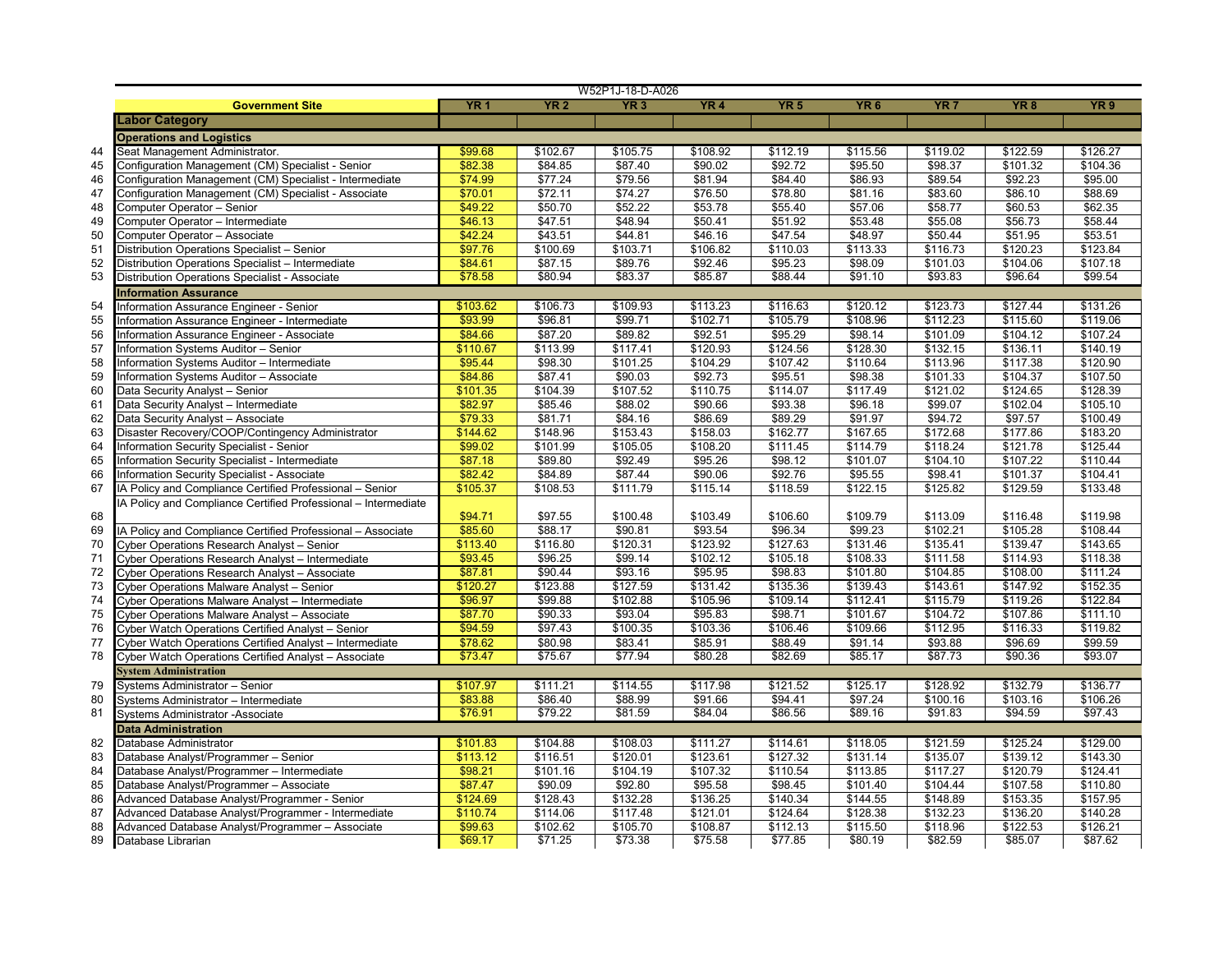W52P1J-18-D-A026

| | Government Site | YR 1 | YR 2 | YR 3 | YR 4 | YR 5 | YR 6 | YR 7 | YR 8 | YR 9 |
|---|---|---|---|---|---|---|---|---|---|---|
| | **Labor Category** | | | | | | | | | |
| | **Operations and Logistics** | | | | | | | | | |
| 44 | Seat Management Administrator. | $99.68 | $102.67 | $105.75 | $108.92 | $112.19 | $115.56 | $119.02 | $122.59 | $126.27 |
| 45 | Configuration Management (CM) Specialist - Senior | $82.38 | $84.85 | $87.40 | $90.02 | $92.72 | $95.50 | $98.37 | $101.32 | $104.36 |
| 46 | Configuration Management (CM) Specialist - Intermediate | $74.99 | $77.24 | $79.56 | $81.94 | $84.40 | $86.93 | $89.54 | $92.23 | $95.00 |
| 47 | Configuration Management (CM) Specialist - Associate | $70.01 | $72.11 | $74.27 | $76.50 | $78.80 | $81.16 | $83.60 | $86.10 | $88.69 |
| 48 | Computer Operator – Senior | $49.22 | $50.70 | $52.22 | $53.78 | $55.40 | $57.06 | $58.77 | $60.53 | $62.35 |
| 49 | Computer Operator – Intermediate | $46.13 | $47.51 | $48.94 | $50.41 | $51.92 | $53.48 | $55.08 | $56.73 | $58.44 |
| 50 | Computer Operator – Associate | $42.24 | $43.51 | $44.81 | $46.16 | $47.54 | $48.97 | $50.44 | $51.95 | $53.51 |
| 51 | Distribution Operations Specialist – Senior | $97.76 | $100.69 | $103.71 | $106.82 | $110.03 | $113.33 | $116.73 | $120.23 | $123.84 |
| 52 | Distribution Operations Specialist – Intermediate | $84.61 | $87.15 | $89.76 | $92.46 | $95.23 | $98.09 | $101.03 | $104.06 | $107.18 |
| 53 | Distribution Operations Specialist - Associate | $78.58 | $80.94 | $83.37 | $85.87 | $88.44 | $91.10 | $93.83 | $96.64 | $99.54 |
| | **Information Assurance** | | | | | | | | | |
| 54 | Information Assurance Engineer - Senior | $103.62 | $106.73 | $109.93 | $113.23 | $116.63 | $120.12 | $123.73 | $127.44 | $131.26 |
| 55 | Information Assurance Engineer - Intermediate | $93.99 | $96.81 | $99.71 | $102.71 | $105.79 | $108.96 | $112.23 | $115.60 | $119.06 |
| 56 | Information Assurance Engineer - Associate | $84.66 | $87.20 | $89.82 | $92.51 | $95.29 | $98.14 | $101.09 | $104.12 | $107.24 |
| 57 | Information Systems Auditor – Senior | $110.67 | $113.99 | $117.41 | $120.93 | $124.56 | $128.30 | $132.15 | $136.11 | $140.19 |
| 58 | Information Systems Auditor – Intermediate | $95.44 | $98.30 | $101.25 | $104.29 | $107.42 | $110.64 | $113.96 | $117.38 | $120.90 |
| 59 | Information Systems Auditor – Associate | $84.86 | $87.41 | $90.03 | $92.73 | $95.51 | $98.38 | $101.33 | $104.37 | $107.50 |
| 60 | Data Security Analyst – Senior | $101.35 | $104.39 | $107.52 | $110.75 | $114.07 | $117.49 | $121.02 | $124.65 | $128.39 |
| 61 | Data Security Analyst – Intermediate | $82.97 | $85.46 | $88.02 | $90.66 | $93.38 | $96.18 | $99.07 | $102.04 | $105.10 |
| 62 | Data Security Analyst – Associate | $79.33 | $81.71 | $84.16 | $86.69 | $89.29 | $91.97 | $94.72 | $97.57 | $100.49 |
| 63 | Disaster Recovery/COOP/Contingency Administrator | $144.62 | $148.96 | $153.43 | $158.03 | $162.77 | $167.65 | $172.68 | $177.86 | $183.20 |
| 64 | Information Security Specialist - Senior | $99.02 | $101.99 | $105.05 | $108.20 | $111.45 | $114.79 | $118.24 | $121.78 | $125.44 |
| 65 | Information Security Specialist - Intermediate | $87.18 | $89.80 | $92.49 | $95.26 | $98.12 | $101.07 | $104.10 | $107.22 | $110.44 |
| 66 | Information Security Specialist - Associate | $82.42 | $84.89 | $87.44 | $90.06 | $92.76 | $95.55 | $98.41 | $101.37 | $104.41 |
| 67 | IA Policy and Compliance Certified Professional – Senior | $105.37 | $108.53 | $111.79 | $115.14 | $118.59 | $122.15 | $125.82 | $129.59 | $133.48 |
| 68 | IA Policy and Compliance Certified Professional – Intermediate | $94.71 | $97.55 | $100.48 | $103.49 | $106.60 | $109.79 | $113.09 | $116.48 | $119.98 |
| 69 | IA Policy and Compliance Certified Professional – Associate | $85.60 | $88.17 | $90.81 | $93.54 | $96.34 | $99.23 | $102.21 | $105.28 | $108.44 |
| 70 | Cyber Operations Research Analyst – Senior | $113.40 | $116.80 | $120.31 | $123.92 | $127.63 | $131.46 | $135.41 | $139.47 | $143.65 |
| 71 | Cyber Operations Research Analyst – Intermediate | $93.45 | $96.25 | $99.14 | $102.12 | $105.18 | $108.33 | $111.58 | $114.93 | $118.38 |
| 72 | Cyber Operations Research Analyst – Associate | $87.81 | $90.44 | $93.16 | $95.95 | $98.83 | $101.80 | $104.85 | $108.00 | $111.24 |
| 73 | Cyber Operations Malware Analyst – Senior | $120.27 | $123.88 | $127.59 | $131.42 | $135.36 | $139.43 | $143.61 | $147.92 | $152.35 |
| 74 | Cyber Operations Malware Analyst – Intermediate | $96.97 | $99.88 | $102.88 | $105.96 | $109.14 | $112.41 | $115.79 | $119.26 | $122.84 |
| 75 | Cyber Operations Malware Analyst – Associate | $87.70 | $90.33 | $93.04 | $95.83 | $98.71 | $101.67 | $104.72 | $107.86 | $111.10 |
| 76 | Cyber Watch Operations Certified Analyst – Senior | $94.59 | $97.43 | $100.35 | $103.36 | $106.46 | $109.66 | $112.95 | $116.33 | $119.82 |
| 77 | Cyber Watch Operations Certified Analyst – Intermediate | $78.62 | $80.98 | $83.41 | $85.91 | $88.49 | $91.14 | $93.88 | $96.69 | $99.59 |
| 78 | Cyber Watch Operations Certified Analyst – Associate | $73.47 | $75.67 | $77.94 | $80.28 | $82.69 | $85.17 | $87.73 | $90.36 | $93.07 |
| | **System Administration** | | | | | | | | | |
| 79 | Systems Administrator – Senior | $107.97 | $111.21 | $114.55 | $117.98 | $121.52 | $125.17 | $128.92 | $132.79 | $136.77 |
| 80 | Systems Administrator – Intermediate | $83.88 | $86.40 | $88.99 | $91.66 | $94.41 | $97.24 | $100.16 | $103.16 | $106.26 |
| 81 | Systems Administrator -Associate | $76.91 | $79.22 | $81.59 | $84.04 | $86.56 | $89.16 | $91.83 | $94.59 | $97.43 |
| | **Data Administration** | | | | | | | | | |
| 82 | Database Administrator | $101.83 | $104.88 | $108.03 | $111.27 | $114.61 | $118.05 | $121.59 | $125.24 | $129.00 |
| 83 | Database Analyst/Programmer – Senior | $113.12 | $116.51 | $120.01 | $123.61 | $127.32 | $131.14 | $135.07 | $139.12 | $143.30 |
| 84 | Database Analyst/Programmer – Intermediate | $98.21 | $101.16 | $104.19 | $107.32 | $110.54 | $113.85 | $117.27 | $120.79 | $124.41 |
| 85 | Database Analyst/Programmer – Associate | $87.47 | $90.09 | $92.80 | $95.58 | $98.45 | $101.40 | $104.44 | $107.58 | $110.80 |
| 86 | Advanced Database Analyst/Programmer - Senior | $124.69 | $128.43 | $132.28 | $136.25 | $140.34 | $144.55 | $148.89 | $153.35 | $157.95 |
| 87 | Advanced Database Analyst/Programmer - Intermediate | $110.74 | $114.06 | $117.48 | $121.01 | $124.64 | $128.38 | $132.23 | $136.20 | $140.28 |
| 88 | Advanced Database Analyst/Programmer – Associate | $99.63 | $102.62 | $105.70 | $108.87 | $112.13 | $115.50 | $118.96 | $122.53 | $126.21 |
| 89 | Database Librarian | $69.17 | $71.25 | $73.38 | $75.58 | $77.85 | $80.19 | $82.59 | $85.07 | $87.62 |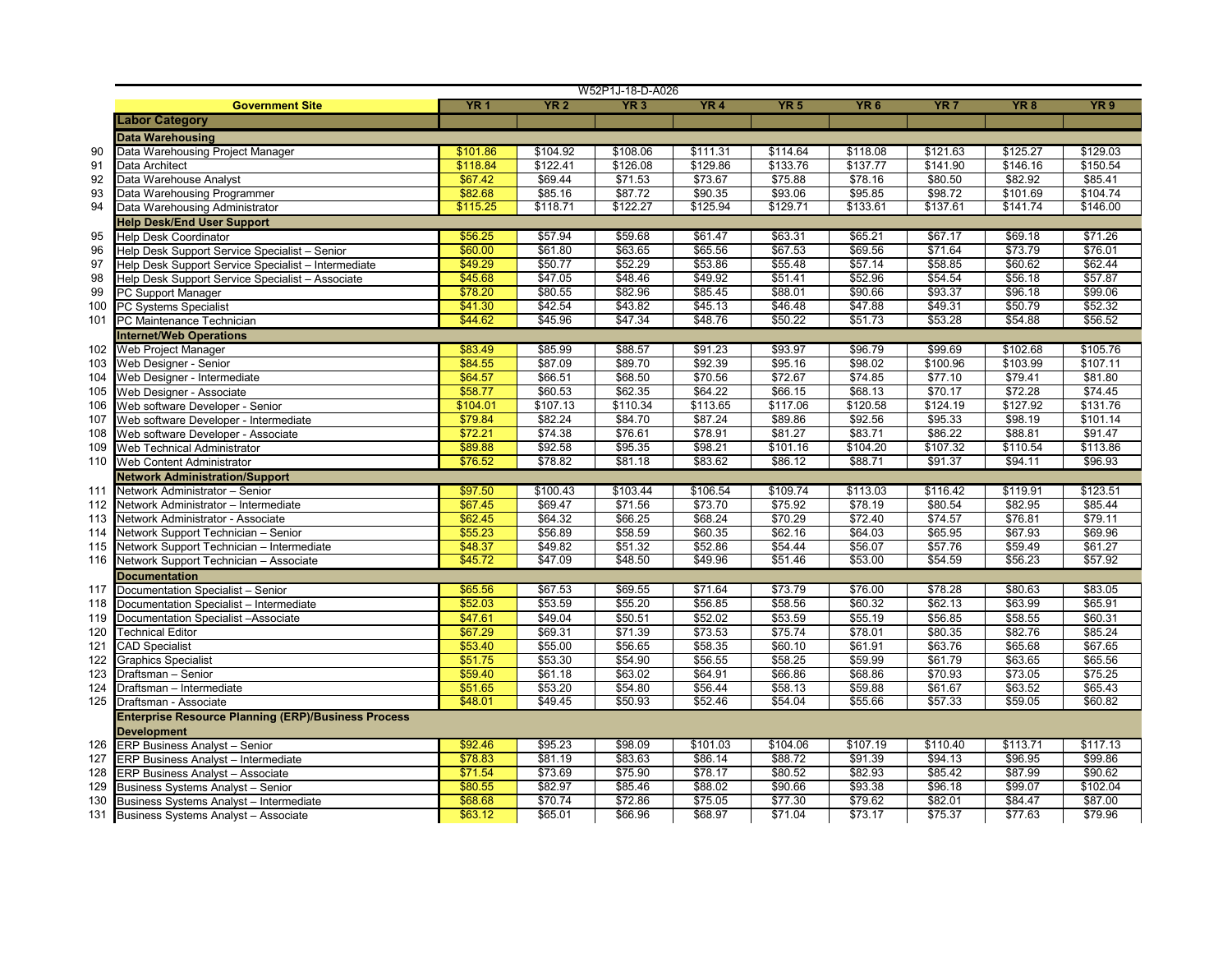W52P1J-18-D-A026

| | Government Site | YR 1 | YR 2 | YR 3 | YR 4 | YR 5 | YR 6 | YR 7 | YR 8 | YR 9 |
|---|---|---|---|---|---|---|---|---|---|---|
| | **Labor Category** | | | | | | | | | |
| | **Data Warehousing** | | | | | | | | | |
| 90 | Data Warehousing Project Manager | $101.86 | $104.92 | $108.06 | $111.31 | $114.64 | $118.08 | $121.63 | $125.27 | $129.03 |
| 91 | Data Architect | $118.84 | $122.41 | $126.08 | $129.86 | $133.76 | $137.77 | $141.90 | $146.16 | $150.54 |
| 92 | Data Warehouse Analyst | $67.42 | $69.44 | $71.53 | $73.67 | $75.88 | $78.16 | $80.50 | $82.92 | $85.41 |
| 93 | Data Warehousing Programmer | $82.68 | $85.16 | $87.72 | $90.35 | $93.06 | $95.85 | $98.72 | $101.69 | $104.74 |
| 94 | Data Warehousing Administrator | $115.25 | $118.71 | $122.27 | $125.94 | $129.71 | $133.61 | $137.61 | $141.74 | $146.00 |
| | **Help Desk/End User Support** | | | | | | | | | |
| 95 | Help Desk Coordinator | $56.25 | $57.94 | $59.68 | $61.47 | $63.31 | $65.21 | $67.17 | $69.18 | $71.26 |
| 96 | Help Desk Support Service Specialist – Senior | $60.00 | $61.80 | $63.65 | $65.56 | $67.53 | $69.56 | $71.64 | $73.79 | $76.01 |
| 97 | Help Desk Support Service Specialist – Intermediate | $49.29 | $50.77 | $52.29 | $53.86 | $55.48 | $57.14 | $58.85 | $60.62 | $62.44 |
| 98 | Help Desk Support Service Specialist – Associate | $45.68 | $47.05 | $48.46 | $49.92 | $51.41 | $52.96 | $54.54 | $56.18 | $57.87 |
| 99 | PC Support Manager | $78.20 | $80.55 | $82.96 | $85.45 | $88.01 | $90.66 | $93.37 | $96.18 | $99.06 |
| 100 | PC Systems Specialist | $41.30 | $42.54 | $43.82 | $45.13 | $46.48 | $47.88 | $49.31 | $50.79 | $52.32 |
| 101 | PC Maintenance Technician | $44.62 | $45.96 | $47.34 | $48.76 | $50.22 | $51.73 | $53.28 | $54.88 | $56.52 |
| | **Internet/Web Operations** | | | | | | | | | |
| 102 | Web Project Manager | $83.49 | $85.99 | $88.57 | $91.23 | $93.97 | $96.79 | $99.69 | $102.68 | $105.76 |
| 103 | Web Designer - Senior | $84.55 | $87.09 | $89.70 | $92.39 | $95.16 | $98.02 | $100.96 | $103.99 | $107.11 |
| 104 | Web Designer - Intermediate | $64.57 | $66.51 | $68.50 | $70.56 | $72.67 | $74.85 | $77.10 | $79.41 | $81.80 |
| 105 | Web Designer - Associate | $58.77 | $60.53 | $62.35 | $64.22 | $66.15 | $68.13 | $70.17 | $72.28 | $74.45 |
| 106 | Web software Developer - Senior | $104.01 | $107.13 | $110.34 | $113.65 | $117.06 | $120.58 | $124.19 | $127.92 | $131.76 |
| 107 | Web software Developer - Intermediate | $79.84 | $82.24 | $84.70 | $87.24 | $89.86 | $92.56 | $95.33 | $98.19 | $101.14 |
| 108 | Web software Developer - Associate | $72.21 | $74.38 | $76.61 | $78.91 | $81.27 | $83.71 | $86.22 | $88.81 | $91.47 |
| 109 | Web Technical Administrator | $89.88 | $92.58 | $95.35 | $98.21 | $101.16 | $104.20 | $107.32 | $110.54 | $113.86 |
| 110 | Web Content Administrator | $76.52 | $78.82 | $81.18 | $83.62 | $86.12 | $88.71 | $91.37 | $94.11 | $96.93 |
| | **Network Administration/Support** | | | | | | | | | |
| 111 | Network Administrator – Senior | $97.50 | $100.43 | $103.44 | $106.54 | $109.74 | $113.03 | $116.42 | $119.91 | $123.51 |
| 112 | Network Administrator – Intermediate | $67.45 | $69.47 | $71.56 | $73.70 | $75.92 | $78.19 | $80.54 | $82.95 | $85.44 |
| 113 | Network Administrator - Associate | $62.45 | $64.32 | $66.25 | $68.24 | $70.29 | $72.40 | $74.57 | $76.81 | $79.11 |
| 114 | Network Support Technician – Senior | $55.23 | $56.89 | $58.59 | $60.35 | $62.16 | $64.03 | $65.95 | $67.93 | $69.96 |
| 115 | Network Support Technician – Intermediate | $48.37 | $49.82 | $51.32 | $52.86 | $54.44 | $56.07 | $57.76 | $59.49 | $61.27 |
| 116 | Network Support Technician – Associate | $45.72 | $47.09 | $48.50 | $49.96 | $51.46 | $53.00 | $54.59 | $56.23 | $57.92 |
| | **Documentation** | | | | | | | | | |
| 117 | Documentation Specialist – Senior | $65.56 | $67.53 | $69.55 | $71.64 | $73.79 | $76.00 | $78.28 | $80.63 | $83.05 |
| 118 | Documentation Specialist – Intermediate | $52.03 | $53.59 | $55.20 | $56.85 | $58.56 | $60.32 | $62.13 | $63.99 | $65.91 |
| 119 | Documentation Specialist –Associate | $47.61 | $49.04 | $50.51 | $52.02 | $53.59 | $55.19 | $56.85 | $58.55 | $60.31 |
| 120 | Technical Editor | $67.29 | $69.31 | $71.39 | $73.53 | $75.74 | $78.01 | $80.35 | $82.76 | $85.24 |
| 121 | CAD Specialist | $53.40 | $55.00 | $56.65 | $58.35 | $60.10 | $61.91 | $63.76 | $65.68 | $67.65 |
| 122 | Graphics Specialist | $51.75 | $53.30 | $54.90 | $56.55 | $58.25 | $59.99 | $61.79 | $63.65 | $65.56 |
| 123 | Draftsman – Senior | $59.40 | $61.18 | $63.02 | $64.91 | $66.86 | $68.86 | $70.93 | $73.05 | $75.25 |
| 124 | Draftsman – Intermediate | $51.65 | $53.20 | $54.80 | $56.44 | $58.13 | $59.88 | $61.67 | $63.52 | $65.43 |
| 125 | Draftsman - Associate | $48.01 | $49.45 | $50.93 | $52.46 | $54.04 | $55.66 | $57.33 | $59.05 | $60.82 |
| | **Enterprise Resource Planning (ERP)/Business Process Development** | | | | | | | | | |
| 126 | ERP Business Analyst – Senior | $92.46 | $95.23 | $98.09 | $101.03 | $104.06 | $107.19 | $110.40 | $113.71 | $117.13 |
| 127 | ERP Business Analyst – Intermediate | $78.83 | $81.19 | $83.63 | $86.14 | $88.72 | $91.39 | $94.13 | $96.95 | $99.86 |
| 128 | ERP Business Analyst – Associate | $71.54 | $73.69 | $75.90 | $78.17 | $80.52 | $82.93 | $85.42 | $87.99 | $90.62 |
| 129 | Business Systems Analyst – Senior | $80.55 | $82.97 | $85.46 | $88.02 | $90.66 | $93.38 | $96.18 | $99.07 | $102.04 |
| 130 | Business Systems Analyst – Intermediate | $68.68 | $70.74 | $72.86 | $75.05 | $77.30 | $79.62 | $82.01 | $84.47 | $87.00 |
| 131 | Business Systems Analyst – Associate | $63.12 | $65.01 | $66.96 | $68.97 | $71.04 | $73.17 | $75.37 | $77.63 | $79.96 |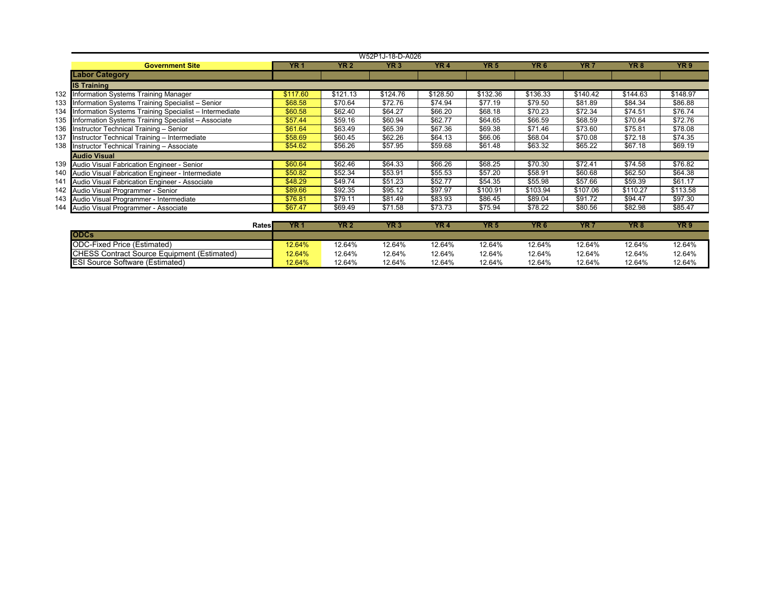W52P1J-18-D-A026

| | Government Site | YR 1 | YR 2 | YR 3 | YR 4 | YR 5 | YR 6 | YR 7 | YR 8 | YR 9 |
|---|---|---|---|---|---|---|---|---|---|---|
| | **Labor Category** | | | | | | | | | |
| | **IS Training** | | | | | | | | | |
| 132 | Information Systems Training Manager | $117.60 | $121.13 | $124.76 | $128.50 | $132.36 | $136.33 | $140.42 | $144.63 | $148.97 |
| 133 | Information Systems Training Specialist – Senior | $68.58 | $70.64 | $72.76 | $74.94 | $77.19 | $79.50 | $81.89 | $84.34 | $86.88 |
| 134 | Information Systems Training Specialist – Intermediate | $60.58 | $62.40 | $64.27 | $66.20 | $68.18 | $70.23 | $72.34 | $74.51 | $76.74 |
| 135 | Information Systems Training Specialist – Associate | $57.44 | $59.16 | $60.94 | $62.77 | $64.65 | $66.59 | $68.59 | $70.64 | $72.76 |
| 136 | Instructor Technical Training – Senior | $61.64 | $63.49 | $65.39 | $67.36 | $69.38 | $71.46 | $73.60 | $75.81 | $78.08 |
| 137 | Instructor Technical Training – Intermediate | $58.69 | $60.45 | $62.26 | $64.13 | $66.06 | $68.04 | $70.08 | $72.18 | $74.35 |
| 138 | Instructor Technical Training – Associate | $54.62 | $56.26 | $57.95 | $59.68 | $61.48 | $63.32 | $65.22 | $67.18 | $69.19 |
| | **Audio Visual** | | | | | | | | | |
| 139 | Audio Visual Fabrication Engineer - Senior | $60.64 | $62.46 | $64.33 | $66.26 | $68.25 | $70.30 | $72.41 | $74.58 | $76.82 |
| 140 | Audio Visual Fabrication Engineer - Intermediate | $50.82 | $52.34 | $53.91 | $55.53 | $57.20 | $58.91 | $60.68 | $62.50 | $64.38 |
| 141 | Audio Visual Fabrication Engineer - Associate | $48.29 | $49.74 | $51.23 | $52.77 | $54.35 | $55.98 | $57.66 | $59.39 | $61.17 |
| 142 | Audio Visual Programmer - Senior | $89.66 | $92.35 | $95.12 | $97.97 | $100.91 | $103.94 | $107.06 | $110.27 | $113.58 |
| 143 | Audio Visual Programmer - Intermediate | $76.81 | $79.11 | $81.49 | $83.93 | $86.45 | $89.04 | $91.72 | $94.47 | $97.30 |
| 144 | Audio Visual Programmer - Associate | $67.47 | $69.49 | $71.58 | $73.73 | $75.94 | $78.22 | $80.56 | $82.98 | $85.47 |

| Rates | YR 1 | YR 2 | YR 3 | YR 4 | YR 5 | YR 6 | YR 7 | YR 8 | YR 9 |
|---|---|---|---|---|---|---|---|---|---|
| **ODCs** | | | | | | | | | |
| ODC-Fixed Price (Estimated) | 12.64% | 12.64% | 12.64% | 12.64% | 12.64% | 12.64% | 12.64% | 12.64% | 12.64% |
| CHESS Contract Source Equipment (Estimated) | 12.64% | 12.64% | 12.64% | 12.64% | 12.64% | 12.64% | 12.64% | 12.64% | 12.64% |
| ESI Source Software (Estimated) | 12.64% | 12.64% | 12.64% | 12.64% | 12.64% | 12.64% | 12.64% | 12.64% | 12.64% |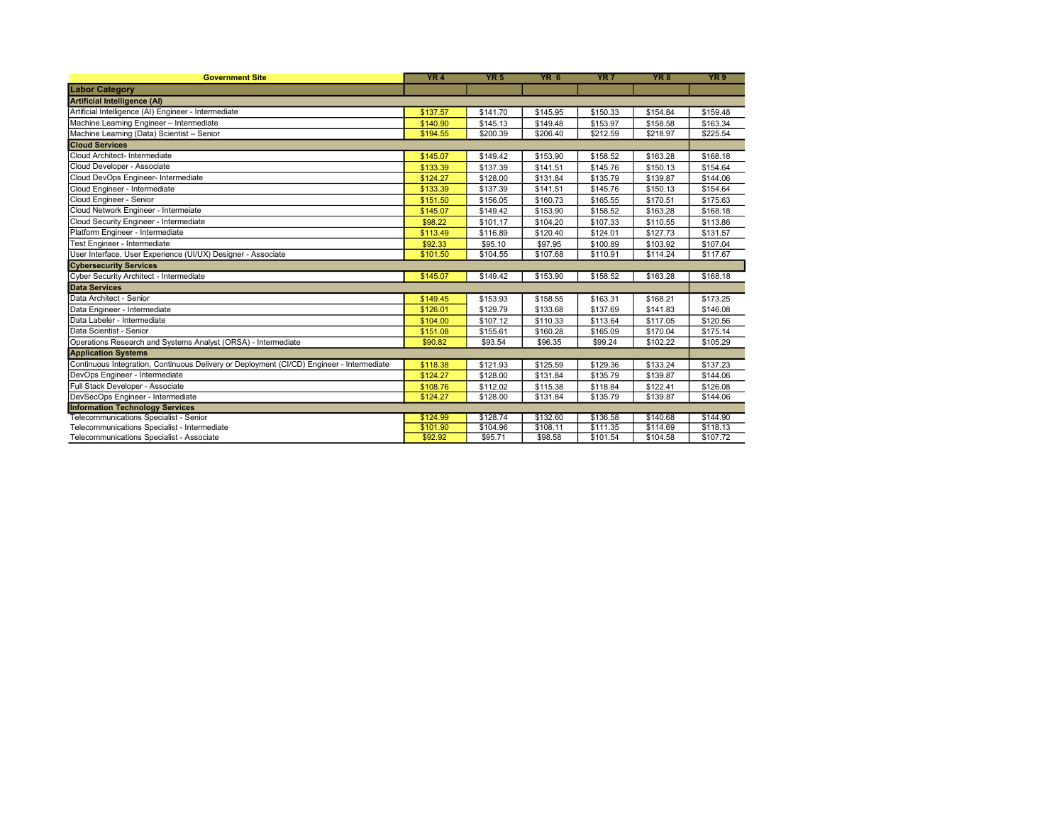| Government Site | YR 4 | YR 5 | YR 6 | YR 7 | YR 8 | YR 9 |
|---|---|---|---|---|---|---|
| **Labor Category** | | | | | | |
| **Artificial Intelligence (AI)** | | | | | | |
| Artificial Intelligence (AI) Engineer - Intermediate | $137.57 | $141.70 | $145.95 | $150.33 | $154.84 | $159.48 |
| Machine Learning Engineer – Intermediate | $140.90 | $145.13 | $149.48 | $153.97 | $158.58 | $163.34 |
| Machine Learning (Data) Scientist – Senior | $194.55 | $200.39 | $206.40 | $212.59 | $218.97 | $225.54 |
| **Cloud Services** | | | | | | |
| Cloud Architect- Intermediate | $145.07 | $149.42 | $153.90 | $158.52 | $163.28 | $168.18 |
| Cloud Developer - Associate | $133.39 | $137.39 | $141.51 | $145.76 | $150.13 | $154.64 |
| Cloud DevOps Engineer- Intermediate | $124.27 | $128.00 | $131.84 | $135.79 | $139.87 | $144.06 |
| Cloud Engineer - Intermediate | $133.39 | $137.39 | $141.51 | $145.76 | $150.13 | $154.64 |
| Cloud Engineer - Senior | $151.50 | $156.05 | $160.73 | $165.55 | $170.51 | $175.63 |
| Cloud Network Engineer - Intermeiate | $145.07 | $149.42 | $153.90 | $158.52 | $163.28 | $168.18 |
| Cloud Security Engineer - Intermediate | $98.22 | $101.17 | $104.20 | $107.33 | $110.55 | $113.86 |
| Platform Engineer - Intermediate | $113.49 | $116.89 | $120.40 | $124.01 | $127.73 | $131.57 |
| Test Engineer - Intermediate | $92.33 | $95.10 | $97.95 | $100.89 | $103.92 | $107.04 |
| User Interface, User Experience (UI/UX) Designer - Associate | $101.50 | $104.55 | $107.68 | $110.91 | $114.24 | $117.67 |
| **Cybersecurity Services** | | | | | | |
| Cyber Security Architect - Intermediate | $145.07 | $149.42 | $153.90 | $158.52 | $163.28 | $168.18 |
| **Data Services** | | | | | | |
| Data Architect - Senior | $149.45 | $153.93 | $158.55 | $163.31 | $168.21 | $173.25 |
| Data Engineer - Intermediate | $126.01 | $129.79 | $133.68 | $137.69 | $141.83 | $146.08 |
| Data Labeler - Intermediate | $104.00 | $107.12 | $110.33 | $113.64 | $117.05 | $120.56 |
| Data Scientist - Senior | $151.08 | $155.61 | $160.28 | $165.09 | $170.04 | $175.14 |
| Operations Research and Systems Analyst (ORSA) - Intermediate | $90.82 | $93.54 | $96.35 | $99.24 | $102.22 | $105.29 |
| **Application Systems** | | | | | | |
| Continuous Integration, Continuous Delivery or Deployment (CI/CD) Engineer - Intermediate | $118.38 | $121.93 | $125.59 | $129.36 | $133.24 | $137.23 |
| DevOps Engineer - Intermediate | $124.27 | $128.00 | $131.84 | $135.79 | $139.87 | $144.06 |
| Full Stack Developer - Associate | $108.76 | $112.02 | $115.38 | $118.84 | $122.41 | $126.08 |
| DevSecOps Engineer - Intermediate | $124.27 | $128.00 | $131.84 | $135.79 | $139.87 | $144.06 |
| **Information Technology Services** | | | | | | |
| Telecommunications Specialist - Senior | $124.99 | $128.74 | $132.60 | $136.58 | $140.68 | $144.90 |
| Telecommunications Specialist - Intermediate | $101.90 | $104.96 | $108.11 | $111.35 | $114.69 | $118.13 |
| Telecommunications Specialist - Associate | $92.92 | $95.71 | $98.58 | $101.54 | $104.58 | $107.72 |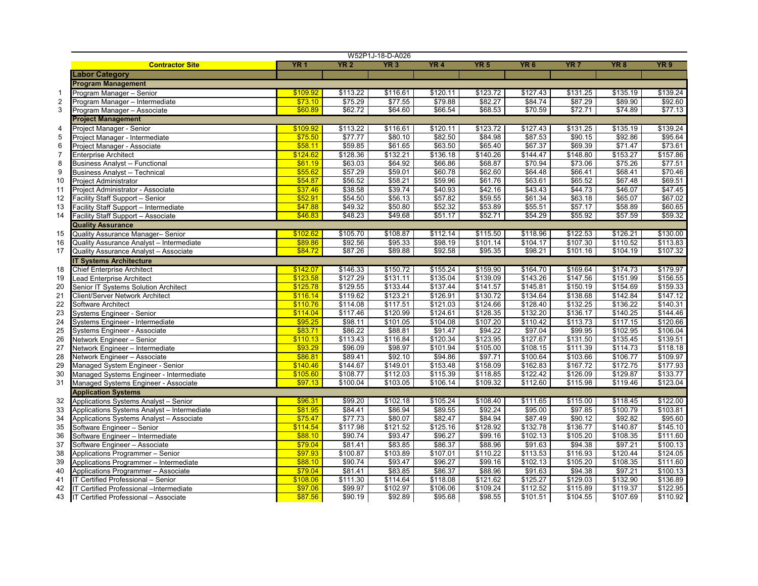W52P1J-18-D-A026

| | Contractor Site | YR 1 | YR 2 | YR 3 | YR 4 | YR 5 | YR 6 | YR 7 | YR 8 | YR 9 |
|---|---|---|---|---|---|---|---|---|---|---|
| | **Labor Category** | | | | | | | | | |
| | **Program Management** | | | | | | | | | |
| 1 | Program Manager – Senior | $109.92 | $113.22 | $116.61 | $120.11 | $123.72 | $127.43 | $131.25 | $135.19 | $139.24 |
| 2 | Program Manager – Intermediate | $73.10 | $75.29 | $77.55 | $79.88 | $82.27 | $84.74 | $87.29 | $89.90 | $92.60 |
| 3 | Program Manager – Associate | $60.89 | $62.72 | $64.60 | $66.54 | $68.53 | $70.59 | $72.71 | $74.89 | $77.13 |
| | **Project Management** | | | | | | | | | |
| 4 | Project Manager - Senior | $109.92 | $113.22 | $116.61 | $120.11 | $123.72 | $127.43 | $131.25 | $135.19 | $139.24 |
| 5 | Project Manager - Intermediate | $75.50 | $77.77 | $80.10 | $82.50 | $84.98 | $87.53 | $90.15 | $92.86 | $95.64 |
| 6 | Project Manager - Associate | $58.11 | $59.85 | $61.65 | $63.50 | $65.40 | $67.37 | $69.39 | $71.47 | $73.61 |
| 7 | Enterprise Architect | $124.62 | $128.36 | $132.21 | $136.18 | $140.26 | $144.47 | $148.80 | $153.27 | $157.86 |
| 8 | Business Analyst -- Functional | $61.19 | $63.03 | $64.92 | $66.86 | $68.87 | $70.94 | $73.06 | $75.26 | $77.51 |
| 9 | Business Analyst -- Technical | $55.62 | $57.29 | $59.01 | $60.78 | $62.60 | $64.48 | $66.41 | $68.41 | $70.46 |
| 10 | Project Administrator | $54.87 | $56.52 | $58.21 | $59.96 | $61.76 | $63.61 | $65.52 | $67.48 | $69.51 |
| 11 | Project Administrator - Associate | $37.46 | $38.58 | $39.74 | $40.93 | $42.16 | $43.43 | $44.73 | $46.07 | $47.45 |
| 12 | Facility Staff Support – Senior | $52.91 | $54.50 | $56.13 | $57.82 | $59.55 | $61.34 | $63.18 | $65.07 | $67.02 |
| 13 | Facility Staff Support – Intermediate | $47.88 | $49.32 | $50.80 | $52.32 | $53.89 | $55.51 | $57.17 | $58.89 | $60.65 |
| 14 | Facility Staff Support – Associate | $46.83 | $48.23 | $49.68 | $51.17 | $52.71 | $54.29 | $55.92 | $57.59 | $59.32 |
| | **Quality Assurance** | | | | | | | | | |
| 15 | Quality Assurance Manager– Senior | $102.62 | $105.70 | $108.87 | $112.14 | $115.50 | $118.96 | $122.53 | $126.21 | $130.00 |
| 16 | Quality Assurance Analyst – Intermediate | $89.86 | $92.56 | $95.33 | $98.19 | $101.14 | $104.17 | $107.30 | $110.52 | $113.83 |
| 17 | Quality Assurance Analyst – Associate | $84.72 | $87.26 | $89.88 | $92.58 | $95.35 | $98.21 | $101.16 | $104.19 | $107.32 |
| | **IT Systems Architecture** | | | | | | | | | |
| 18 | Chief Enterprise Architect | $142.07 | $146.33 | $150.72 | $155.24 | $159.90 | $164.70 | $169.64 | $174.73 | $179.97 |
| 19 | Lead Enterprise Architect | $123.58 | $127.29 | $131.11 | $135.04 | $139.09 | $143.26 | $147.56 | $151.99 | $156.55 |
| 20 | Senior IT Systems Solution Architect | $125.78 | $129.55 | $133.44 | $137.44 | $141.57 | $145.81 | $150.19 | $154.69 | $159.33 |
| 21 | Client/Server Network Architect | $116.14 | $119.62 | $123.21 | $126.91 | $130.72 | $134.64 | $138.68 | $142.84 | $147.12 |
| 22 | Software Architect | $110.76 | $114.08 | $117.51 | $121.03 | $124.66 | $128.40 | $132.25 | $136.22 | $140.31 |
| 23 | Systems Engineer - Senior | $114.04 | $117.46 | $120.99 | $124.61 | $128.35 | $132.20 | $136.17 | $140.25 | $144.46 |
| 24 | Systems Engineer - Intermediate | $95.25 | $98.11 | $101.05 | $104.08 | $107.20 | $110.42 | $113.73 | $117.15 | $120.66 |
| 25 | Systems Engineer - Associate | $83.71 | $86.22 | $88.81 | $91.47 | $94.22 | $97.04 | $99.95 | $102.95 | $106.04 |
| 26 | Network Engineer – Senior | $110.13 | $113.43 | $116.84 | $120.34 | $123.95 | $127.67 | $131.50 | $135.45 | $139.51 |
| 27 | Network Engineer – Intermediate | $93.29 | $96.09 | $98.97 | $101.94 | $105.00 | $108.15 | $111.39 | $114.73 | $118.18 |
| 28 | Network Engineer – Associate | $86.81 | $89.41 | $92.10 | $94.86 | $97.71 | $100.64 | $103.66 | $106.77 | $109.97 |
| 29 | Managed System Engineer - Senior | $140.46 | $144.67 | $149.01 | $153.48 | $158.09 | $162.83 | $167.72 | $172.75 | $177.93 |
| 30 | Managed Systems Engineer - Intermediate | $105.60 | $108.77 | $112.03 | $115.39 | $118.85 | $122.42 | $126.09 | $129.87 | $133.77 |
| 31 | Managed Systems Engineer - Associate | $97.13 | $100.04 | $103.05 | $106.14 | $109.32 | $112.60 | $115.98 | $119.46 | $123.04 |
| | **Application Systems** | | | | | | | | | |
| 32 | Applications Systems Analyst – Senior | $96.31 | $99.20 | $102.18 | $105.24 | $108.40 | $111.65 | $115.00 | $118.45 | $122.00 |
| 33 | Applications Systems Analyst – Intermediate | $81.95 | $84.41 | $86.94 | $89.55 | $92.24 | $95.00 | $97.85 | $100.79 | $103.81 |
| 34 | Applications Systems Analyst – Associate | $75.47 | $77.73 | $80.07 | $82.47 | $84.94 | $87.49 | $90.12 | $92.82 | $95.60 |
| 35 | Software Engineer – Senior | $114.54 | $117.98 | $121.52 | $125.16 | $128.92 | $132.78 | $136.77 | $140.87 | $145.10 |
| 36 | Software Engineer – Intermediate | $88.10 | $90.74 | $93.47 | $96.27 | $99.16 | $102.13 | $105.20 | $108.35 | $111.60 |
| 37 | Software Engineer – Associate | $79.04 | $81.41 | $83.85 | $86.37 | $88.96 | $91.63 | $94.38 | $97.21 | $100.13 |
| 38 | Applications Programmer – Senior | $97.93 | $100.87 | $103.89 | $107.01 | $110.22 | $113.53 | $116.93 | $120.44 | $124.05 |
| 39 | Applications Programmer – Intermediate | $88.10 | $90.74 | $93.47 | $96.27 | $99.16 | $102.13 | $105.20 | $108.35 | $111.60 |
| 40 | Applications Programmer – Associate | $79.04 | $81.41 | $83.85 | $86.37 | $88.96 | $91.63 | $94.38 | $97.21 | $100.13 |
| 41 | IT Certified Professional – Senior | $108.06 | $111.30 | $114.64 | $118.08 | $121.62 | $125.27 | $129.03 | $132.90 | $136.89 |
| 42 | IT Certified Professional –Intermediate | $97.06 | $99.97 | $102.97 | $106.06 | $109.24 | $112.52 | $115.89 | $119.37 | $122.95 |
| 43 | IT Certified Professional – Associate | $87.56 | $90.19 | $92.89 | $95.68 | $98.55 | $101.51 | $104.55 | $107.69 | $110.92 |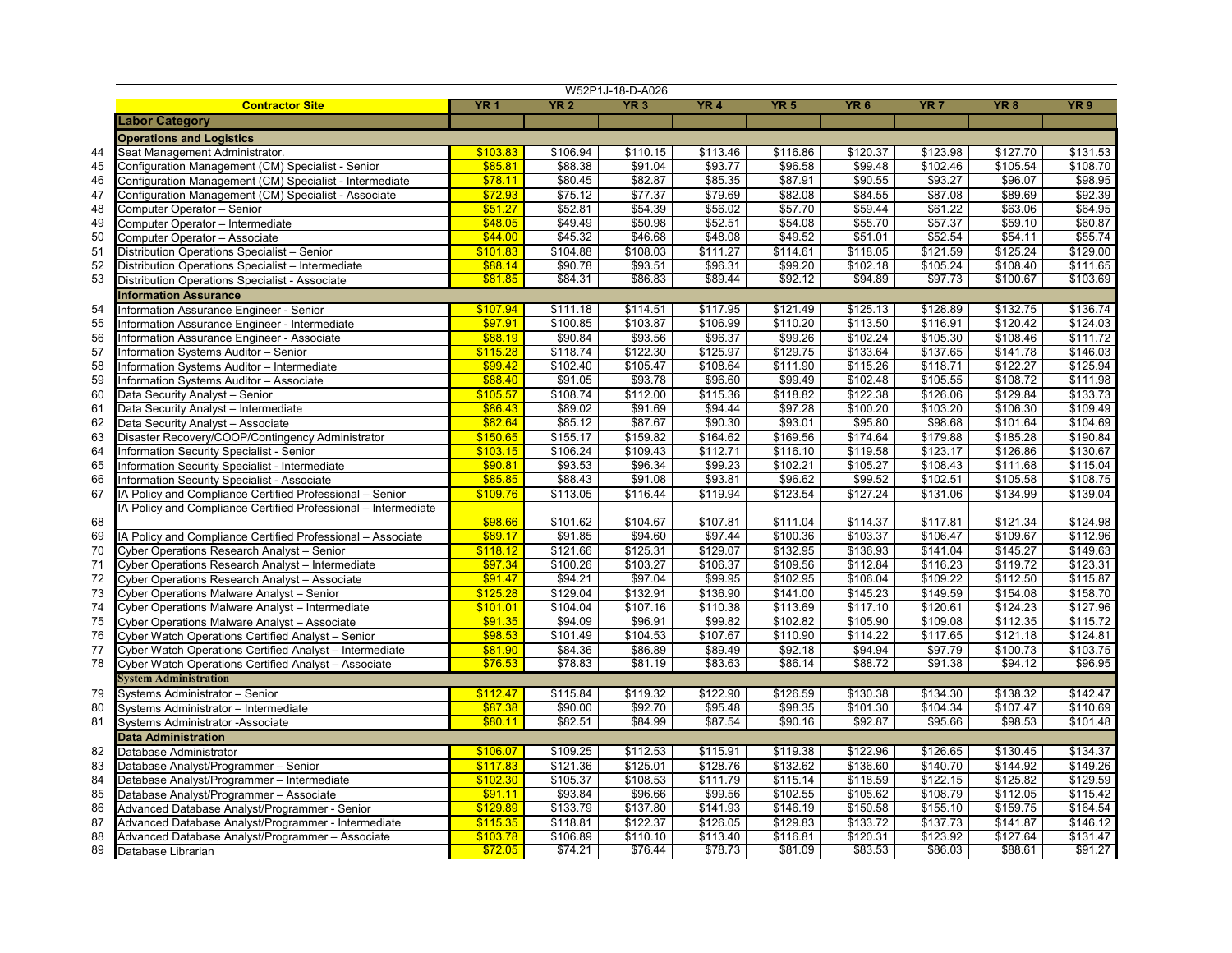W52P1J-18-D-A026

| | Contractor Site | YR 1 | YR 2 | YR 3 | YR 4 | YR 5 | YR 6 | YR 7 | YR 8 | YR 9 |
|---|---|---|---|---|---|---|---|---|---|---|
| | **Labor Category** | | | | | | | | | |
| | **Operations and Logistics** | | | | | | | | | |
| 44 | Seat Management Administrator. | $103.83 | $106.94 | $110.15 | $113.46 | $116.86 | $120.37 | $123.98 | $127.70 | $131.53 |
| 45 | Configuration Management (CM) Specialist - Senior | $85.81 | $88.38 | $91.04 | $93.77 | $96.58 | $99.48 | $102.46 | $105.54 | $108.70 |
| 46 | Configuration Management (CM) Specialist - Intermediate | $78.11 | $80.45 | $82.87 | $85.35 | $87.91 | $90.55 | $93.27 | $96.07 | $98.95 |
| 47 | Configuration Management (CM) Specialist - Associate | $72.93 | $75.12 | $77.37 | $79.69 | $82.08 | $84.55 | $87.08 | $89.69 | $92.39 |
| 48 | Computer Operator – Senior | $51.27 | $52.81 | $54.39 | $56.02 | $57.70 | $59.44 | $61.22 | $63.06 | $64.95 |
| 49 | Computer Operator – Intermediate | $48.05 | $49.49 | $50.98 | $52.51 | $54.08 | $55.70 | $57.37 | $59.10 | $60.87 |
| 50 | Computer Operator – Associate | $44.00 | $45.32 | $46.68 | $48.08 | $49.52 | $51.01 | $52.54 | $54.11 | $55.74 |
| 51 | Distribution Operations Specialist – Senior | $101.83 | $104.88 | $108.03 | $111.27 | $114.61 | $118.05 | $121.59 | $125.24 | $129.00 |
| 52 | Distribution Operations Specialist – Intermediate | $88.14 | $90.78 | $93.51 | $96.31 | $99.20 | $102.18 | $105.24 | $108.40 | $111.65 |
| 53 | Distribution Operations Specialist - Associate | $81.85 | $84.31 | $86.83 | $89.44 | $92.12 | $94.89 | $97.73 | $100.67 | $103.69 |
| | **Information Assurance** | | | | | | | | | |
| 54 | Information Assurance Engineer - Senior | $107.94 | $111.18 | $114.51 | $117.95 | $121.49 | $125.13 | $128.89 | $132.75 | $136.74 |
| 55 | Information Assurance Engineer - Intermediate | $97.91 | $100.85 | $103.87 | $106.99 | $110.20 | $113.50 | $116.91 | $120.42 | $124.03 |
| 56 | Information Assurance Engineer - Associate | $88.19 | $90.84 | $93.56 | $96.37 | $99.26 | $102.24 | $105.30 | $108.46 | $111.72 |
| 57 | Information Systems Auditor – Senior | $115.28 | $118.74 | $122.30 | $125.97 | $129.75 | $133.64 | $137.65 | $141.78 | $146.03 |
| 58 | Information Systems Auditor – Intermediate | $99.42 | $102.40 | $105.47 | $108.64 | $111.90 | $115.26 | $118.71 | $122.27 | $125.94 |
| 59 | Information Systems Auditor – Associate | $88.40 | $91.05 | $93.78 | $96.60 | $99.49 | $102.48 | $105.55 | $108.72 | $111.98 |
| 60 | Data Security Analyst – Senior | $105.57 | $108.74 | $112.00 | $115.36 | $118.82 | $122.38 | $126.06 | $129.84 | $133.73 |
| 61 | Data Security Analyst – Intermediate | $86.43 | $89.02 | $91.69 | $94.44 | $97.28 | $100.20 | $103.20 | $106.30 | $109.49 |
| 62 | Data Security Analyst – Associate | $82.64 | $85.12 | $87.67 | $90.30 | $93.01 | $95.80 | $98.68 | $101.64 | $104.69 |
| 63 | Disaster Recovery/COOP/Contingency Administrator | $150.65 | $155.17 | $159.82 | $164.62 | $169.56 | $174.64 | $179.88 | $185.28 | $190.84 |
| 64 | Information Security Specialist - Senior | $103.15 | $106.24 | $109.43 | $112.71 | $116.10 | $119.58 | $123.17 | $126.86 | $130.67 |
| 65 | Information Security Specialist - Intermediate | $90.81 | $93.53 | $96.34 | $99.23 | $102.21 | $105.27 | $108.43 | $111.68 | $115.04 |
| 66 | Information Security Specialist - Associate | $85.85 | $88.43 | $91.08 | $93.81 | $96.62 | $99.52 | $102.51 | $105.58 | $108.75 |
| 67 | IA Policy and Compliance Certified Professional – Senior | $109.76 | $113.05 | $116.44 | $119.94 | $123.54 | $127.24 | $131.06 | $134.99 | $139.04 |
| 68 | IA Policy and Compliance Certified Professional – Intermediate | $98.66 | $101.62 | $104.67 | $107.81 | $111.04 | $114.37 | $117.81 | $121.34 | $124.98 |
| 69 | IA Policy and Compliance Certified Professional – Associate | $89.17 | $91.85 | $94.60 | $97.44 | $100.36 | $103.37 | $106.47 | $109.67 | $112.96 |
| 70 | Cyber Operations Research Analyst – Senior | $118.12 | $121.66 | $125.31 | $129.07 | $132.95 | $136.93 | $141.04 | $145.27 | $149.63 |
| 71 | Cyber Operations Research Analyst – Intermediate | $97.34 | $100.26 | $103.27 | $106.37 | $109.56 | $112.84 | $116.23 | $119.72 | $123.31 |
| 72 | Cyber Operations Research Analyst – Associate | $91.47 | $94.21 | $97.04 | $99.95 | $102.95 | $106.04 | $109.22 | $112.50 | $115.87 |
| 73 | Cyber Operations Malware Analyst – Senior | $125.28 | $129.04 | $132.91 | $136.90 | $141.00 | $145.23 | $149.59 | $154.08 | $158.70 |
| 74 | Cyber Operations Malware Analyst – Intermediate | $101.01 | $104.04 | $107.16 | $110.38 | $113.69 | $117.10 | $120.61 | $124.23 | $127.96 |
| 75 | Cyber Operations Malware Analyst – Associate | $91.35 | $94.09 | $96.91 | $99.82 | $102.82 | $105.90 | $109.08 | $112.35 | $115.72 |
| 76 | Cyber Watch Operations Certified Analyst – Senior | $98.53 | $101.49 | $104.53 | $107.67 | $110.90 | $114.22 | $117.65 | $121.18 | $124.81 |
| 77 | Cyber Watch Operations Certified Analyst – Intermediate | $81.90 | $84.36 | $86.89 | $89.49 | $92.18 | $94.94 | $97.79 | $100.73 | $103.75 |
| 78 | Cyber Watch Operations Certified Analyst – Associate | $76.53 | $78.83 | $81.19 | $83.63 | $86.14 | $88.72 | $91.38 | $94.12 | $96.95 |
| | **System Administration** | | | | | | | | | |
| 79 | Systems Administrator – Senior | $112.47 | $115.84 | $119.32 | $122.90 | $126.59 | $130.38 | $134.30 | $138.32 | $142.47 |
| 80 | Systems Administrator – Intermediate | $87.38 | $90.00 | $92.70 | $95.48 | $98.35 | $101.30 | $104.34 | $107.47 | $110.69 |
| 81 | Systems Administrator -Associate | $80.11 | $82.51 | $84.99 | $87.54 | $90.16 | $92.87 | $95.66 | $98.53 | $101.48 |
| | **Data Administration** | | | | | | | | | |
| 82 | Database Administrator | $106.07 | $109.25 | $112.53 | $115.91 | $119.38 | $122.96 | $126.65 | $130.45 | $134.37 |
| 83 | Database Analyst/Programmer – Senior | $117.83 | $121.36 | $125.01 | $128.76 | $132.62 | $136.60 | $140.70 | $144.92 | $149.26 |
| 84 | Database Analyst/Programmer – Intermediate | $102.30 | $105.37 | $108.53 | $111.79 | $115.14 | $118.59 | $122.15 | $125.82 | $129.59 |
| 85 | Database Analyst/Programmer – Associate | $91.11 | $93.84 | $96.66 | $99.56 | $102.55 | $105.62 | $108.79 | $112.05 | $115.42 |
| 86 | Advanced Database Analyst/Programmer - Senior | $129.89 | $133.79 | $137.80 | $141.93 | $146.19 | $150.58 | $155.10 | $159.75 | $164.54 |
| 87 | Advanced Database Analyst/Programmer - Intermediate | $115.35 | $118.81 | $122.37 | $126.05 | $129.83 | $133.72 | $137.73 | $141.87 | $146.12 |
| 88 | Advanced Database Analyst/Programmer – Associate | $103.78 | $106.89 | $110.10 | $113.40 | $116.81 | $120.31 | $123.92 | $127.64 | $131.47 |
| 89 | Database Librarian | $72.05 | $74.21 | $76.44 | $78.73 | $81.09 | $83.53 | $86.03 | $88.61 | $91.27 |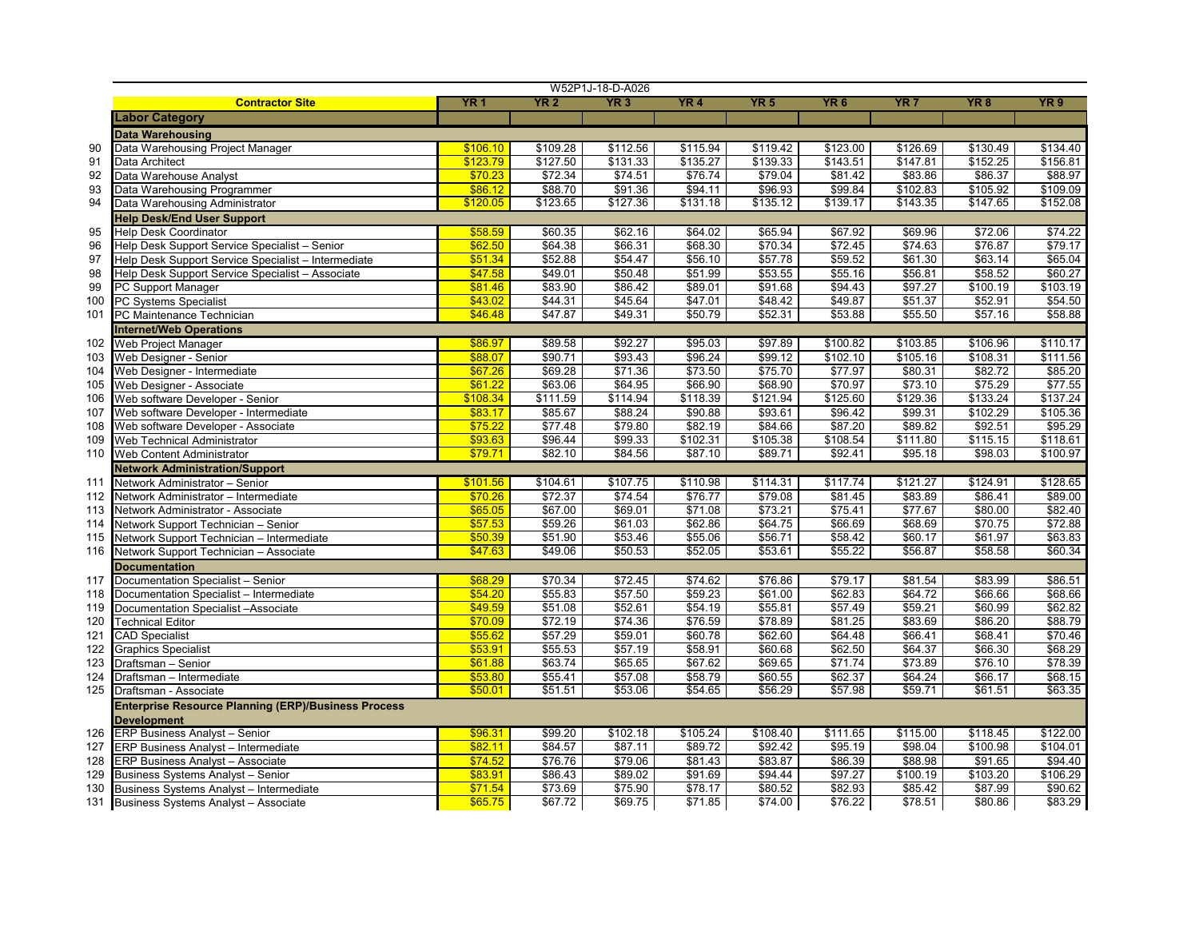W52P1J-18-D-A026

| | Contractor Site | YR 1 | YR 2 | YR 3 | YR 4 | YR 5 | YR 6 | YR 7 | YR 8 | YR 9 |
|---|---|---|---|---|---|---|---|---|---|---|
| | **Labor Category** | | | | | | | | | |
| | **Data Warehousing** | | | | | | | | | |
| 90 | Data Warehousing Project Manager | $106.10 | $109.28 | $112.56 | $115.94 | $119.42 | $123.00 | $126.69 | $130.49 | $134.40 |
| 91 | Data Architect | $123.79 | $127.50 | $131.33 | $135.27 | $139.33 | $143.51 | $147.81 | $152.25 | $156.81 |
| 92 | Data Warehouse Analyst | $70.23 | $72.34 | $74.51 | $76.74 | $79.04 | $81.42 | $83.86 | $86.37 | $88.97 |
| 93 | Data Warehousing Programmer | $86.12 | $88.70 | $91.36 | $94.11 | $96.93 | $99.84 | $102.83 | $105.92 | $109.09 |
| 94 | Data Warehousing Administrator | $120.05 | $123.65 | $127.36 | $131.18 | $135.12 | $139.17 | $143.35 | $147.65 | $152.08 |
| | **Help Desk/End User Support** | | | | | | | | | |
| 95 | Help Desk Coordinator | $58.59 | $60.35 | $62.16 | $64.02 | $65.94 | $67.92 | $69.96 | $72.06 | $74.22 |
| 96 | Help Desk Support Service Specialist – Senior | $62.50 | $64.38 | $66.31 | $68.30 | $70.34 | $72.45 | $74.63 | $76.87 | $79.17 |
| 97 | Help Desk Support Service Specialist – Intermediate | $51.34 | $52.88 | $54.47 | $56.10 | $57.78 | $59.52 | $61.30 | $63.14 | $65.04 |
| 98 | Help Desk Support Service Specialist – Associate | $47.58 | $49.01 | $50.48 | $51.99 | $53.55 | $55.16 | $56.81 | $58.52 | $60.27 |
| 99 | PC Support Manager | $81.46 | $83.90 | $86.42 | $89.01 | $91.68 | $94.43 | $97.27 | $100.19 | $103.19 |
| 100 | PC Systems Specialist | $43.02 | $44.31 | $45.64 | $47.01 | $48.42 | $49.87 | $51.37 | $52.91 | $54.50 |
| 101 | PC Maintenance Technician | $46.48 | $47.87 | $49.31 | $50.79 | $52.31 | $53.88 | $55.50 | $57.16 | $58.88 |
| | **Internet/Web Operations** | | | | | | | | | |
| 102 | Web Project Manager | $86.97 | $89.58 | $92.27 | $95.03 | $97.89 | $100.82 | $103.85 | $106.96 | $110.17 |
| 103 | Web Designer - Senior | $88.07 | $90.71 | $93.43 | $96.24 | $99.12 | $102.10 | $105.16 | $108.31 | $111.56 |
| 104 | Web Designer - Intermediate | $67.26 | $69.28 | $71.36 | $73.50 | $75.70 | $77.97 | $80.31 | $82.72 | $85.20 |
| 105 | Web Designer - Associate | $61.22 | $63.06 | $64.95 | $66.90 | $68.90 | $70.97 | $73.10 | $75.29 | $77.55 |
| 106 | Web software Developer - Senior | $108.34 | $111.59 | $114.94 | $118.39 | $121.94 | $125.60 | $129.36 | $133.24 | $137.24 |
| 107 | Web software Developer - Intermediate | $83.17 | $85.67 | $88.24 | $90.88 | $93.61 | $96.42 | $99.31 | $102.29 | $105.36 |
| 108 | Web software Developer - Associate | $75.22 | $77.48 | $79.80 | $82.19 | $84.66 | $87.20 | $89.82 | $92.51 | $95.29 |
| 109 | Web Technical Administrator | $93.63 | $96.44 | $99.33 | $102.31 | $105.38 | $108.54 | $111.80 | $115.15 | $118.61 |
| 110 | Web Content Administrator | $79.71 | $82.10 | $84.56 | $87.10 | $89.71 | $92.41 | $95.18 | $98.03 | $100.97 |
| | **Network Administration/Support** | | | | | | | | | |
| 111 | Network Administrator – Senior | $101.56 | $104.61 | $107.75 | $110.98 | $114.31 | $117.74 | $121.27 | $124.91 | $128.65 |
| 112 | Network Administrator – Intermediate | $70.26 | $72.37 | $74.54 | $76.77 | $79.08 | $81.45 | $83.89 | $86.41 | $89.00 |
| 113 | Network Administrator - Associate | $65.05 | $67.00 | $69.01 | $71.08 | $73.21 | $75.41 | $77.67 | $80.00 | $82.40 |
| 114 | Network Support Technician – Senior | $57.53 | $59.26 | $61.03 | $62.86 | $64.75 | $66.69 | $68.69 | $70.75 | $72.88 |
| 115 | Network Support Technician – Intermediate | $50.39 | $51.90 | $53.46 | $55.06 | $56.71 | $58.42 | $60.17 | $61.97 | $63.83 |
| 116 | Network Support Technician – Associate | $47.63 | $49.06 | $50.53 | $52.05 | $53.61 | $55.22 | $56.87 | $58.58 | $60.34 |
| | **Documentation** | | | | | | | | | |
| 117 | Documentation Specialist – Senior | $68.29 | $70.34 | $72.45 | $74.62 | $76.86 | $79.17 | $81.54 | $83.99 | $86.51 |
| 118 | Documentation Specialist – Intermediate | $54.20 | $55.83 | $57.50 | $59.23 | $61.00 | $62.83 | $64.72 | $66.66 | $68.66 |
| 119 | Documentation Specialist –Associate | $49.59 | $51.08 | $52.61 | $54.19 | $55.81 | $57.49 | $59.21 | $60.99 | $62.82 |
| 120 | Technical Editor | $70.09 | $72.19 | $74.36 | $76.59 | $78.89 | $81.25 | $83.69 | $86.20 | $88.79 |
| 121 | CAD Specialist | $55.62 | $57.29 | $59.01 | $60.78 | $62.60 | $64.48 | $66.41 | $68.41 | $70.46 |
| 122 | Graphics Specialist | $53.91 | $55.53 | $57.19 | $58.91 | $60.68 | $62.50 | $64.37 | $66.30 | $68.29 |
| 123 | Draftsman – Senior | $61.88 | $63.74 | $65.65 | $67.62 | $69.65 | $71.74 | $73.89 | $76.10 | $78.39 |
| 124 | Draftsman – Intermediate | $53.80 | $55.41 | $57.08 | $58.79 | $60.55 | $62.37 | $64.24 | $66.17 | $68.15 |
| 125 | Draftsman - Associate | $50.01 | $51.51 | $53.06 | $54.65 | $56.29 | $57.98 | $59.71 | $61.51 | $63.35 |
| | **Enterprise Resource Planning (ERP)/Business Process Development** | | | | | | | | | |
| 126 | ERP Business Analyst – Senior | $96.31 | $99.20 | $102.18 | $105.24 | $108.40 | $111.65 | $115.00 | $118.45 | $122.00 |
| 127 | ERP Business Analyst – Intermediate | $82.11 | $84.57 | $87.11 | $89.72 | $92.42 | $95.19 | $98.04 | $100.98 | $104.01 |
| 128 | ERP Business Analyst – Associate | $74.52 | $76.76 | $79.06 | $81.43 | $83.87 | $86.39 | $88.98 | $91.65 | $94.40 |
| 129 | Business Systems Analyst – Senior | $83.91 | $86.43 | $89.02 | $91.69 | $94.44 | $97.27 | $100.19 | $103.20 | $106.29 |
| 130 | Business Systems Analyst – Intermediate | $71.54 | $73.69 | $75.90 | $78.17 | $80.52 | $82.93 | $85.42 | $87.99 | $90.62 |
| 131 | Business Systems Analyst – Associate | $65.75 | $67.72 | $69.75 | $71.85 | $74.00 | $76.22 | $78.51 | $80.86 | $83.29 |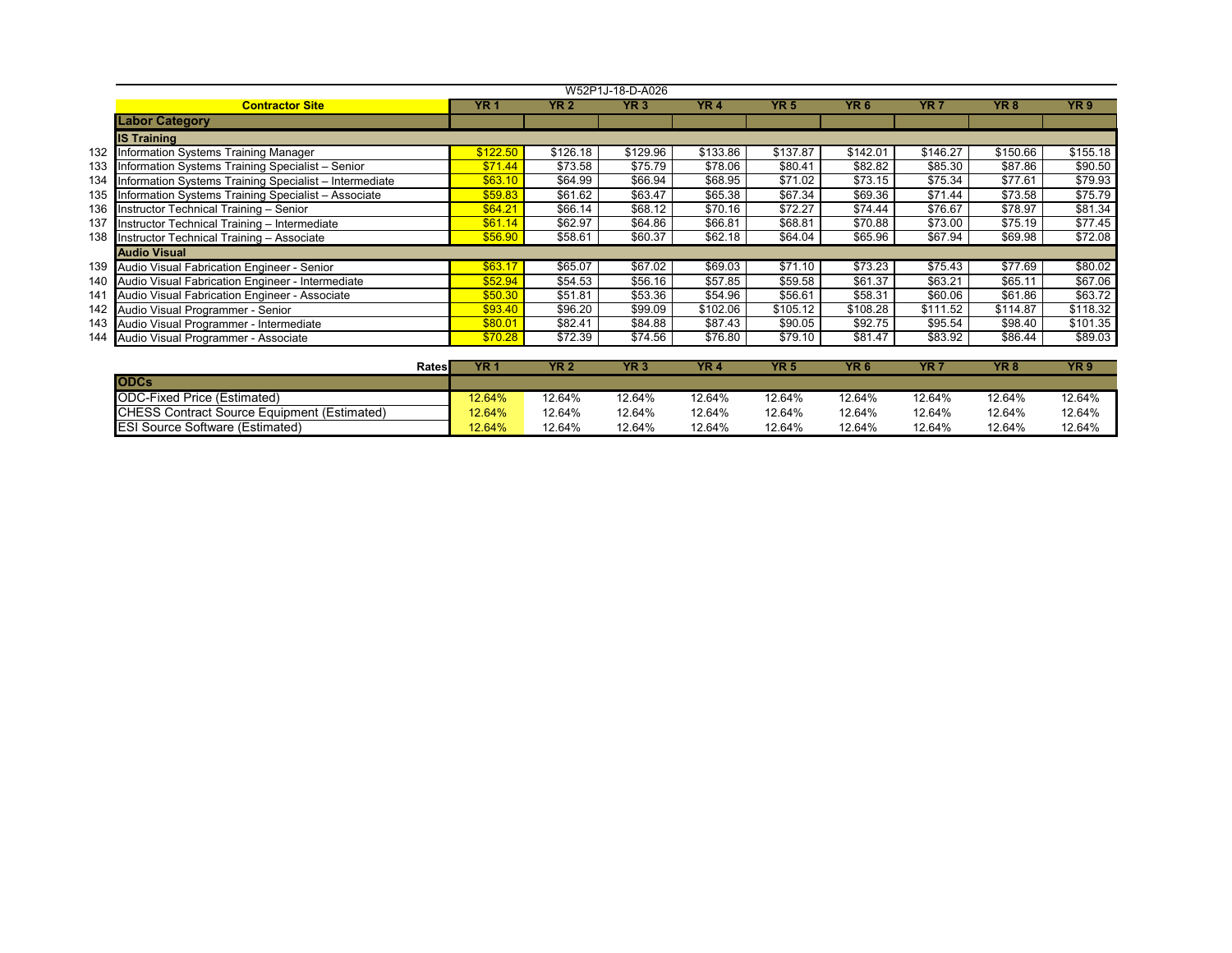W52P1J-18-D-A026

| | Contractor Site | YR 1 | YR 2 | YR 3 | YR 4 | YR 5 | YR 6 | YR 7 | YR 8 | YR 9 |
|---|---|---|---|---|---|---|---|---|---|---|
| | **Labor Category** | | | | | | | | | |
| | **IS Training** | | | | | | | | | |
| 132 | Information Systems Training Manager | $122.50 | $126.18 | $129.96 | $133.86 | $137.87 | $142.01 | $146.27 | $150.66 | $155.18 |
| 133 | Information Systems Training Specialist – Senior | $71.44 | $73.58 | $75.79 | $78.06 | $80.41 | $82.82 | $85.30 | $87.86 | $90.50 |
| 134 | Information Systems Training Specialist – Intermediate | $63.10 | $64.99 | $66.94 | $68.95 | $71.02 | $73.15 | $75.34 | $77.61 | $79.93 |
| 135 | Information Systems Training Specialist – Associate | $59.83 | $61.62 | $63.47 | $65.38 | $67.34 | $69.36 | $71.44 | $73.58 | $75.79 |
| 136 | Instructor Technical Training – Senior | $64.21 | $66.14 | $68.12 | $70.16 | $72.27 | $74.44 | $76.67 | $78.97 | $81.34 |
| 137 | Instructor Technical Training – Intermediate | $61.14 | $62.97 | $64.86 | $66.81 | $68.81 | $70.88 | $73.00 | $75.19 | $77.45 |
| 138 | Instructor Technical Training – Associate | $56.90 | $58.61 | $60.37 | $62.18 | $64.04 | $65.96 | $67.94 | $69.98 | $72.08 |
| | **Audio Visual** | | | | | | | | | |
| 139 | Audio Visual Fabrication Engineer - Senior | $63.17 | $65.07 | $67.02 | $69.03 | $71.10 | $73.23 | $75.43 | $77.69 | $80.02 |
| 140 | Audio Visual Fabrication Engineer - Intermediate | $52.94 | $54.53 | $56.16 | $57.85 | $59.58 | $61.37 | $63.21 | $65.11 | $67.06 |
| 141 | Audio Visual Fabrication Engineer - Associate | $50.30 | $51.81 | $53.36 | $54.96 | $56.61 | $58.31 | $60.06 | $61.86 | $63.72 |
| 142 | Audio Visual Programmer - Senior | $93.40 | $96.20 | $99.09 | $102.06 | $105.12 | $108.28 | $111.52 | $114.87 | $118.32 |
| 143 | Audio Visual Programmer - Intermediate | $80.01 | $82.41 | $84.88 | $87.43 | $90.05 | $92.75 | $95.54 | $98.40 | $101.35 |
| 144 | Audio Visual Programmer - Associate | $70.28 | $72.39 | $74.56 | $76.80 | $79.10 | $81.47 | $83.92 | $86.44 | $89.03 |

| Rates | YR 1 | YR 2 | YR 3 | YR 4 | YR 5 | YR 6 | YR 7 | YR 8 | YR 9 |
|---|---|---|---|---|---|---|---|---|---|
| **ODCs** | | | | | | | | | |
| ODC-Fixed Price (Estimated) | 12.64% | 12.64% | 12.64% | 12.64% | 12.64% | 12.64% | 12.64% | 12.64% | 12.64% |
| CHESS Contract Source Equipment (Estimated) | 12.64% | 12.64% | 12.64% | 12.64% | 12.64% | 12.64% | 12.64% | 12.64% | 12.64% |
| ESI Source Software (Estimated) | 12.64% | 12.64% | 12.64% | 12.64% | 12.64% | 12.64% | 12.64% | 12.64% | 12.64% |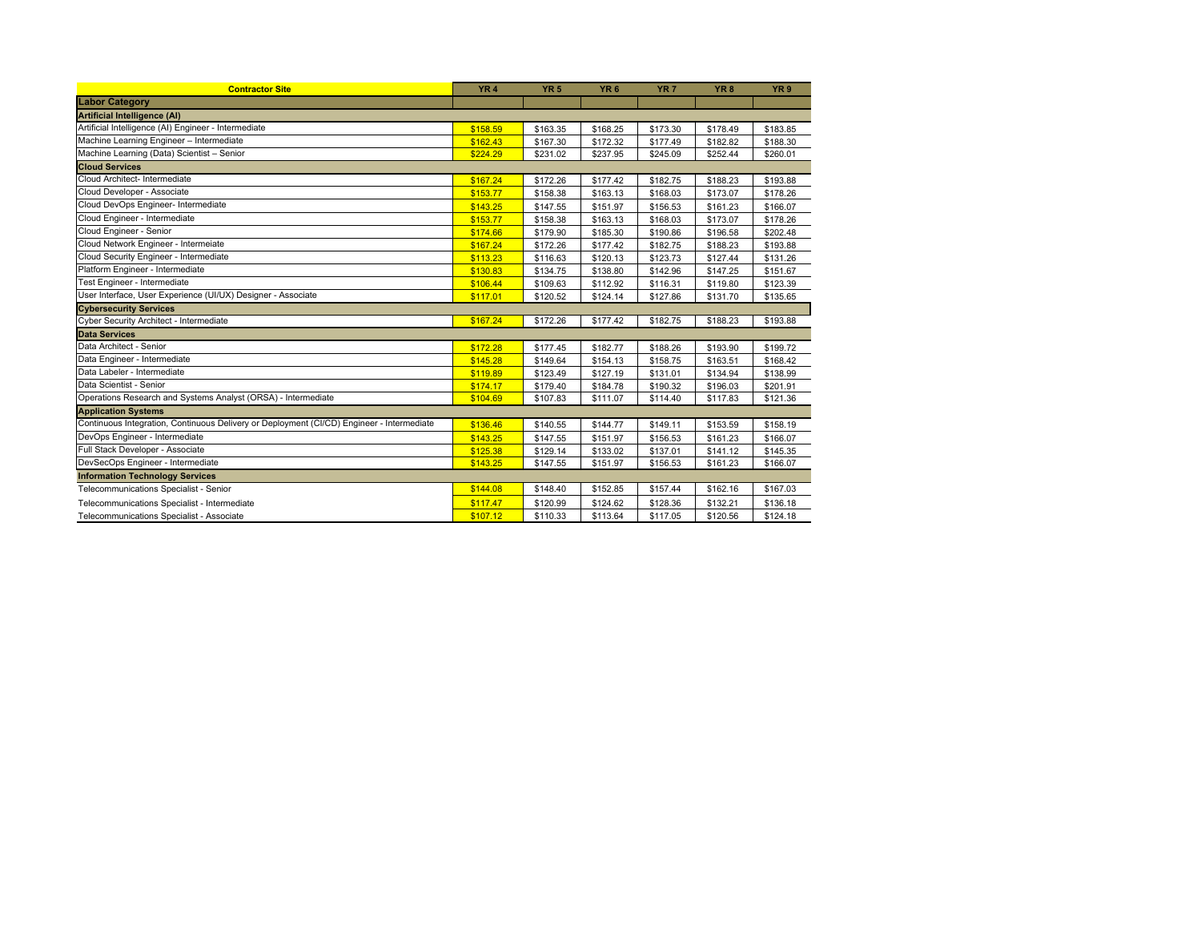| Contractor Site | YR 4 | YR 5 | YR 6 | YR 7 | YR 8 | YR 9 |
|---|---|---|---|---|---|---|
| **Labor Category** | | | | | | |
| **Artificial Intelligence (AI)** | | | | | | |
| Artificial Intelligence (AI) Engineer - Intermediate | $158.59 | $163.35 | $168.25 | $173.30 | $178.49 | $183.85 |
| Machine Learning Engineer – Intermediate | $162.43 | $167.30 | $172.32 | $177.49 | $182.82 | $188.30 |
| Machine Learning (Data) Scientist – Senior | $224.29 | $231.02 | $237.95 | $245.09 | $252.44 | $260.01 |
| **Cloud Services** | | | | | | |
| Cloud Architect- Intermediate | $167.24 | $172.26 | $177.42 | $182.75 | $188.23 | $193.88 |
| Cloud Developer - Associate | $153.77 | $158.38 | $163.13 | $168.03 | $173.07 | $178.26 |
| Cloud DevOps Engineer- Intermediate | $143.25 | $147.55 | $151.97 | $156.53 | $161.23 | $166.07 |
| Cloud Engineer - Intermediate | $153.77 | $158.38 | $163.13 | $168.03 | $173.07 | $178.26 |
| Cloud Engineer - Senior | $174.66 | $179.90 | $185.30 | $190.86 | $196.58 | $202.48 |
| Cloud Network Engineer - Intermeiate | $167.24 | $172.26 | $177.42 | $182.75 | $188.23 | $193.88 |
| Cloud Security Engineer - Intermediate | $113.23 | $116.63 | $120.13 | $123.73 | $127.44 | $131.26 |
| Platform Engineer - Intermediate | $130.83 | $134.75 | $138.80 | $142.96 | $147.25 | $151.67 |
| Test Engineer - Intermediate | $106.44 | $109.63 | $112.92 | $116.31 | $119.80 | $123.39 |
| User Interface, User Experience (UI/UX) Designer - Associate | $117.01 | $120.52 | $124.14 | $127.86 | $131.70 | $135.65 |
| **Cybersecurity Services** | | | | | | |
| Cyber Security Architect - Intermediate | $167.24 | $172.26 | $177.42 | $182.75 | $188.23 | $193.88 |
| **Data Services** | | | | | | |
| Data Architect - Senior | $172.28 | $177.45 | $182.77 | $188.26 | $193.90 | $199.72 |
| Data Engineer - Intermediate | $145.28 | $149.64 | $154.13 | $158.75 | $163.51 | $168.42 |
| Data Labeler - Intermediate | $119.89 | $123.49 | $127.19 | $131.01 | $134.94 | $138.99 |
| Data Scientist - Senior | $174.17 | $179.40 | $184.78 | $190.32 | $196.03 | $201.91 |
| Operations Research and Systems Analyst (ORSA) - Intermediate | $104.69 | $107.83 | $111.07 | $114.40 | $117.83 | $121.36 |
| **Application Systems** | | | | | | |
| Continuous Integration, Continuous Delivery or Deployment (CI/CD) Engineer - Intermediate | $136.46 | $140.55 | $144.77 | $149.11 | $153.59 | $158.19 |
| DevOps Engineer - Intermediate | $143.25 | $147.55 | $151.97 | $156.53 | $161.23 | $166.07 |
| Full Stack Developer - Associate | $125.38 | $129.14 | $133.02 | $137.01 | $141.12 | $145.35 |
| DevSecOps Engineer - Intermediate | $143.25 | $147.55 | $151.97 | $156.53 | $161.23 | $166.07 |
| **Information Technology Services** | | | | | | |
| Telecommunications Specialist - Senior | $144.08 | $148.40 | $152.85 | $157.44 | $162.16 | $167.03 |
| Telecommunications Specialist - Intermediate | $117.47 | $120.99 | $124.62 | $128.36 | $132.21 | $136.18 |
| Telecommunications Specialist - Associate | $107.12 | $110.33 | $113.64 | $117.05 | $120.56 | $124.18 |